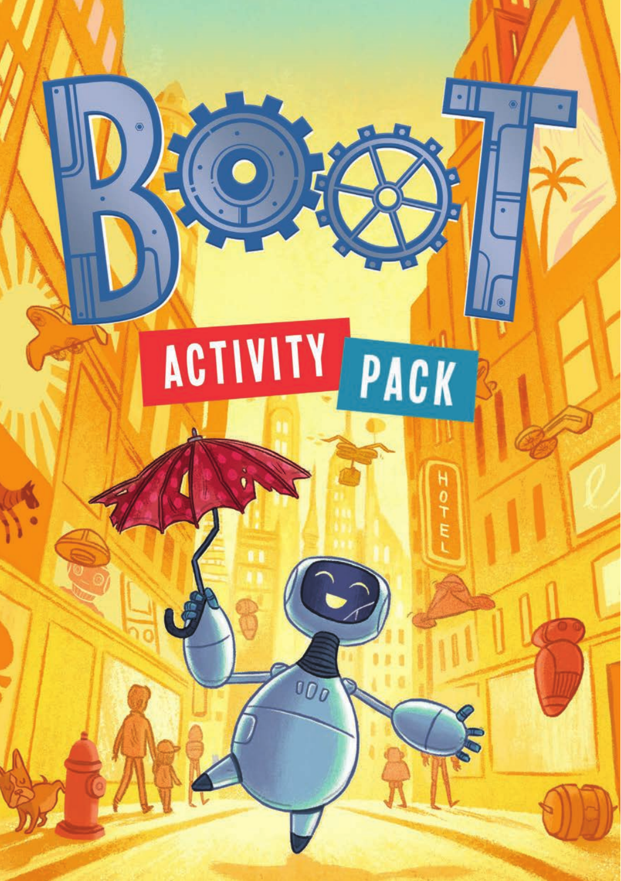# BOOT

## ACTIVITY PACK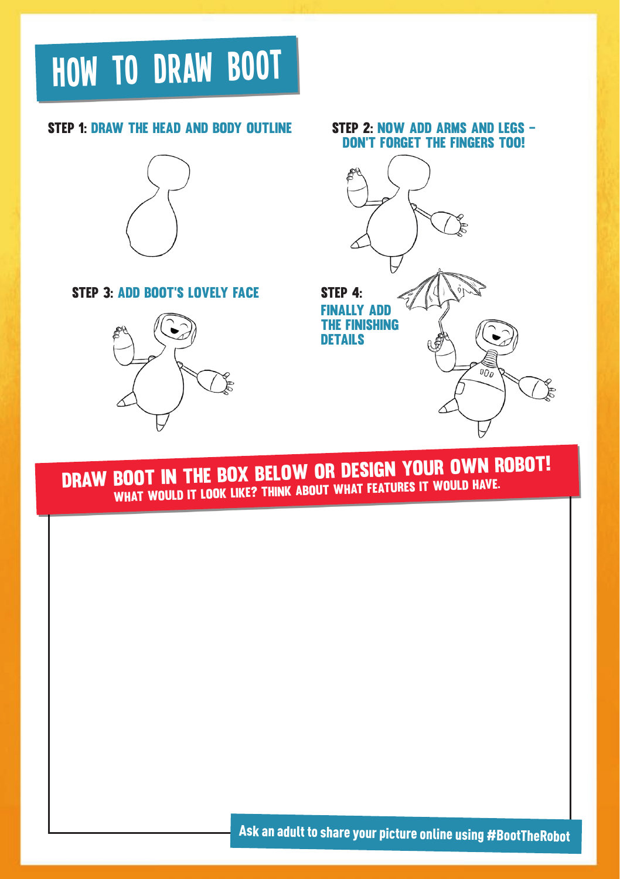# HOW TO DRAW BOOT

**STEP 1:** DRAW THE HEAD AND BODY OUTLINE

**STEP 2:** NOW ADD ARMS AND LEGS – DON'T FORGET THE FINGERS TOO!

**STEP 3:** ADD BOOT'S LOVELY FACE

**STEP 4:** FINALLY ADD THE FINISHING DETAILS

## DRAW BOOT IN THE BOX BELOW OR DESIGN YOUR OWN ROBOT!

WHAT WOULD IT LOOK LIKE? THINK ABOUT WHAT FEATURES IT WOULD HAVE.

Ask an adult to share your picture online using #BootTheRobot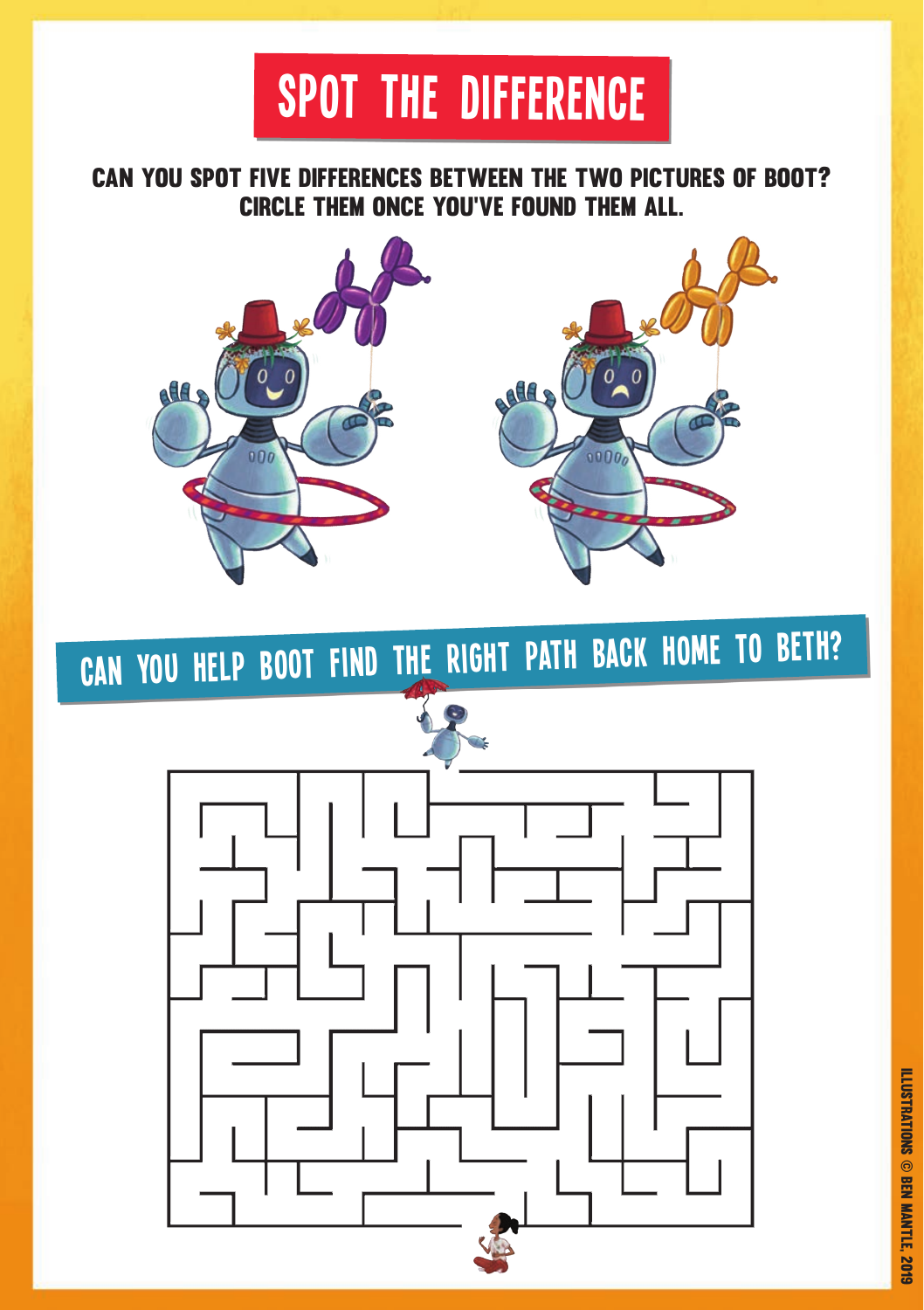# SPOT THE DIFFERENCE

**CAN YOU SPOT FIVE DIFFERENCES BETWEEN THE TWO PICTURES OF BOOT? CIRCLE THEM ONCE YOU'VE FOUND THEM ALL.**

## CAN YOU HELP BOOT FIND THE RIGHT PATH BACK HOME TO BETH?

ILLUSTRATIONS © BEN MANTLE, 2019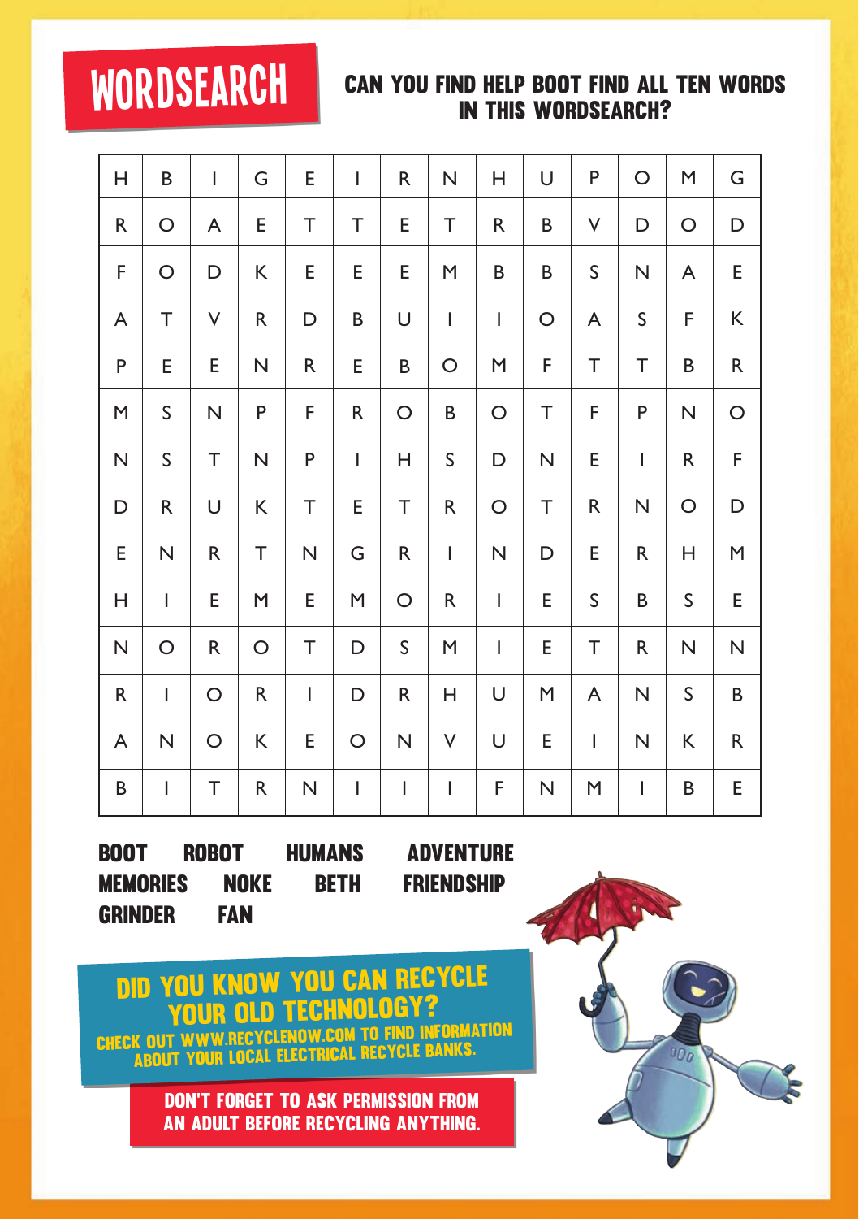# WORDSEARCH

## CAN YOU FIND HELP BOOT FIND ALL TEN WORDS IN THIS WORDSEARCH?

| | | | | | | | | | | | | | |
|---|---|---|---|---|---|---|---|---|---|---|---|---|---|
| H | B | I | G | E | I | R | N | H | U | P | O | M | G |
| R | O | A | E | T | T | E | T | R | B | V | D | O | D |
| F | O | D | K | E | E | E | M | B | B | S | N | A | E |
| A | T | V | R | D | B | U | I | I | O | A | S | F | K |
| P | E | E | N | R | E | B | O | M | F | T | T | B | R |
| M | S | N | P | F | R | O | B | O | T | F | P | N | O |
| N | S | T | N | P | I | H | S | D | N | E | I | R | F |
| D | R | U | K | T | E | T | R | O | T | R | N | O | D |
| E | N | R | T | N | G | R | I | N | D | E | R | H | M |
| H | I | E | M | E | M | O | R | I | E | S | B | S | E |
| N | O | R | O | T | D | S | M | I | E | T | R | N | N |
| R | I | O | R | I | D | R | H | U | M | A | N | S | B |
| A | N | O | K | E | O | N | V | U | E | I | N | K | R |
| B | I | T | R | N | I | I | I | F | N | M | I | B | E |

BOOT ROBOT HUMANS ADVENTURE
MEMORIES NOKE BETH FRIENDSHIP
GRINDER FAN

## DID YOU KNOW YOU CAN RECYCLE YOUR OLD TECHNOLOGY?

CHECK OUT WWW.RECYCLENOW.COM TO FIND INFORMATION ABOUT YOUR LOCAL ELECTRICAL RECYCLE BANKS.

DON'T FORGET TO ASK PERMISSION FROM AN ADULT BEFORE RECYCLING ANYTHING.